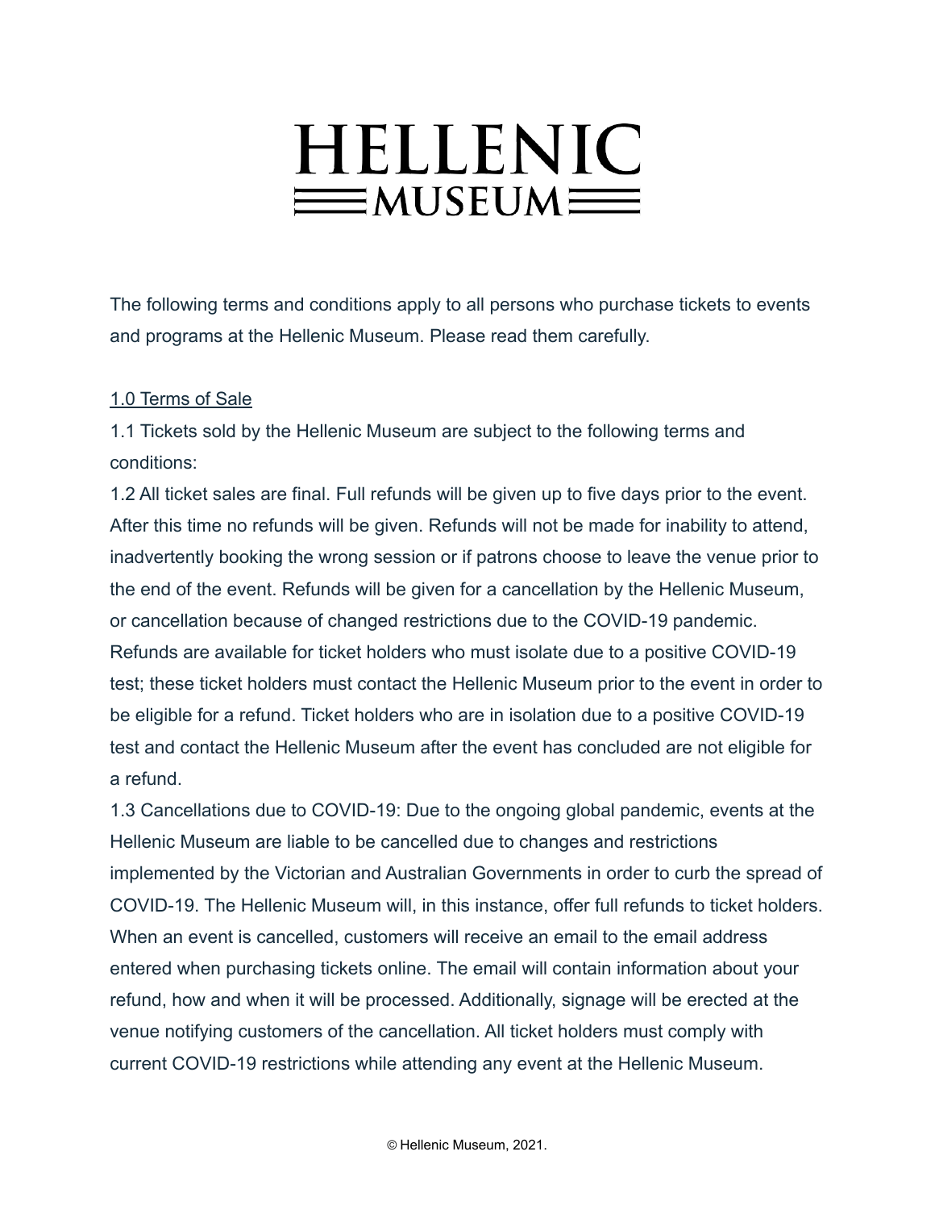# HELLENIC MUSEUM

The following terms and conditions apply to all persons who purchase tickets to events and programs at the Hellenic Museum. Please read them carefully.

## 1.0 Terms of Sale

1.1 Tickets sold by the Hellenic Museum are subject to the following terms and conditions:

1.2 All ticket sales are final. Full refunds will be given up to five days prior to the event. After this time no refunds will be given. Refunds will not be made for inability to attend, inadvertently booking the wrong session or if patrons choose to leave the venue prior to the end of the event. Refunds will be given for a cancellation by the Hellenic Museum, or cancellation because of changed restrictions due to the COVID-19 pandemic. Refunds are available for ticket holders who must isolate due to a positive COVID-19 test; these ticket holders must contact the Hellenic Museum prior to the event in order to be eligible for a refund. Ticket holders who are in isolation due to a positive COVID-19 test and contact the Hellenic Museum after the event has concluded are not eligible for a refund.

1.3 Cancellations due to COVID-19: Due to the ongoing global pandemic, events at the Hellenic Museum are liable to be cancelled due to changes and restrictions implemented by the Victorian and Australian Governments in order to curb the spread of COVID-19. The Hellenic Museum will, in this instance, offer full refunds to ticket holders. When an event is cancelled, customers will receive an email to the email address entered when purchasing tickets online. The email will contain information about your refund, how and when it will be processed. Additionally, signage will be erected at the venue notifying customers of the cancellation. All ticket holders must comply with current COVID-19 restrictions while attending any event at the Hellenic Museum.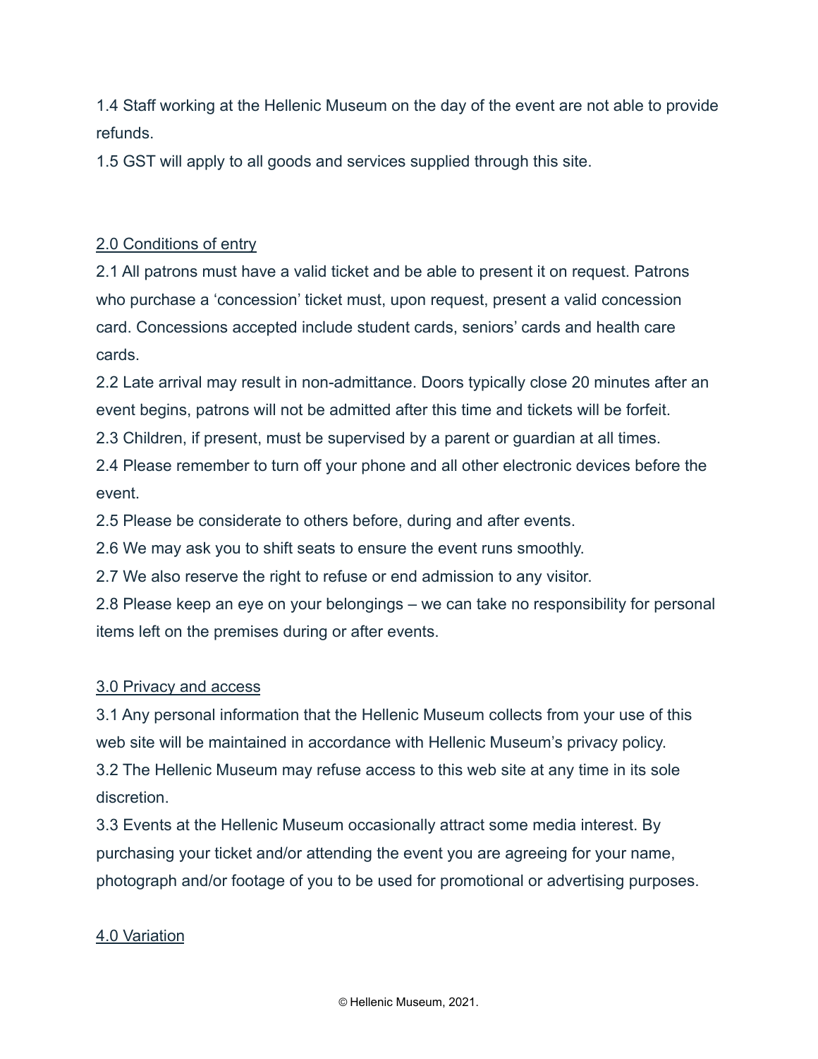1.4 Staff working at the Hellenic Museum on the day of the event are not able to provide refunds.

1.5 GST will apply to all goods and services supplied through this site.

<u>2.0 Conditions of entry</u>

2.1 All patrons must have a valid ticket and be able to present it on request. Patrons who purchase a 'concession' ticket must, upon request, present a valid concession card. Concessions accepted include student cards, seniors' cards and health care cards.

2.2 Late arrival may result in non-admittance. Doors typically close 20 minutes after an event begins, patrons will not be admitted after this time and tickets will be forfeit.

2.3 Children, if present, must be supervised by a parent or guardian at all times.

2.4 Please remember to turn off your phone and all other electronic devices before the event.

2.5 Please be considerate to others before, during and after events.

2.6 We may ask you to shift seats to ensure the event runs smoothly.

2.7 We also reserve the right to refuse or end admission to any visitor.

2.8 Please keep an eye on your belongings – we can take no responsibility for personal items left on the premises during or after events.

<u>3.0 Privacy and access</u>

3.1 Any personal information that the Hellenic Museum collects from your use of this web site will be maintained in accordance with Hellenic Museum's privacy policy.

3.2 The Hellenic Museum may refuse access to this web site at any time in its sole discretion.

3.3 Events at the Hellenic Museum occasionally attract some media interest. By purchasing your ticket and/or attending the event you are agreeing for your name, photograph and/or footage of you to be used for promotional or advertising purposes.

<u>4.0 Variation</u>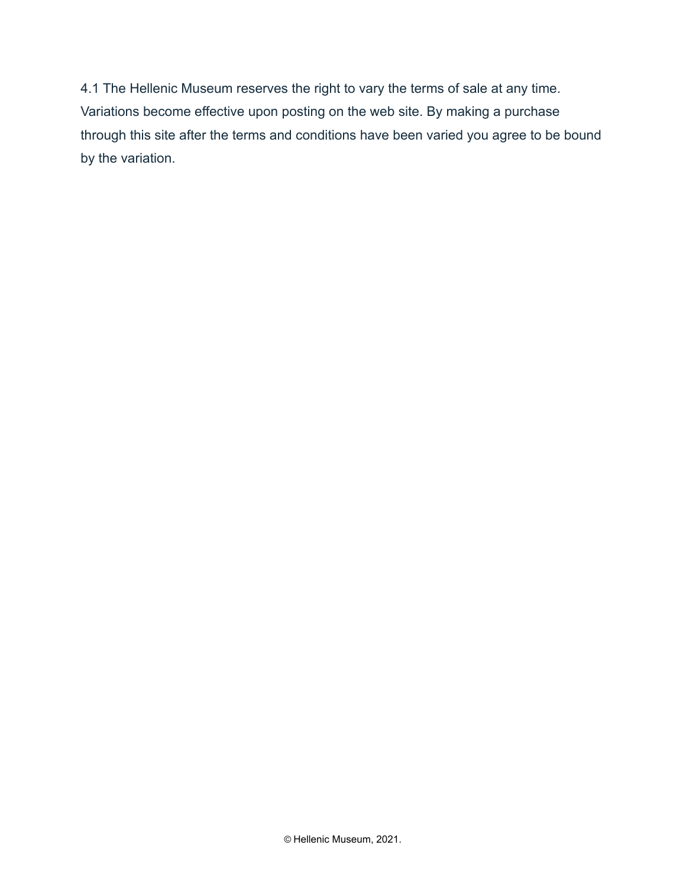4.1 The Hellenic Museum reserves the right to vary the terms of sale at any time. Variations become effective upon posting on the web site. By making a purchase through this site after the terms and conditions have been varied you agree to be bound by the variation.